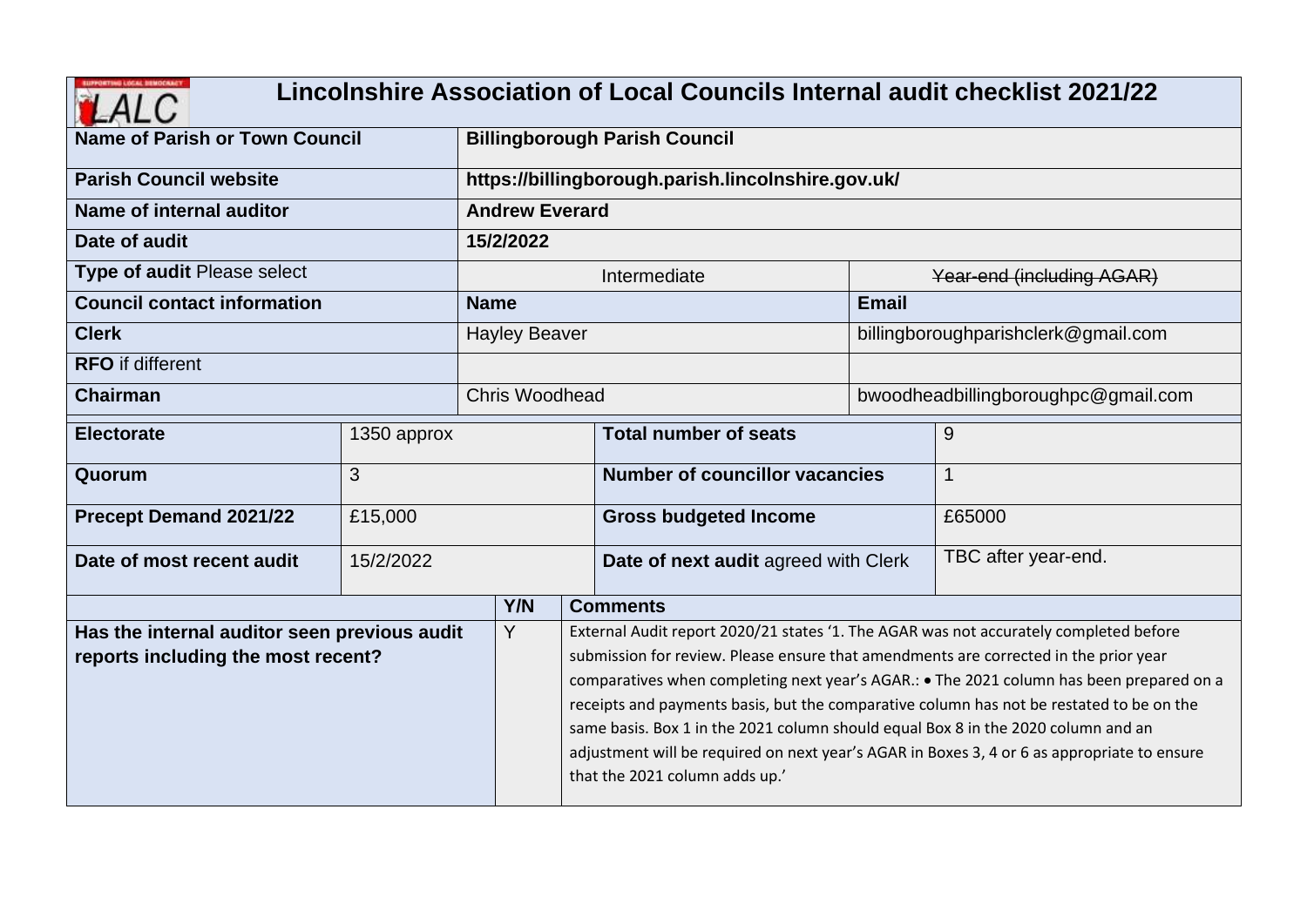# Lincolnshire Association of Local Councils Internal audit checklist 2021/22

| | | |
|---|---|---|
| **Name of Parish or Town Council** | **Billingborough Parish Council** | |
| **Parish Council website** | **https://billingborough.parish.lincolnshire.gov.uk/** | |
| **Name of internal auditor** | **Andrew Everard** | |
| **Date of audit** | **15/2/2022** | |
| **Type of audit** Please select | Intermediate | ~~Year-end (including AGAR)~~ |
| **Council contact information** | **Name** | **Email** |
| **Clerk** | Hayley Beaver | billingboroughparishclerk@gmail.com |
| **RFO** if different | | |
| **Chairman** | Chris Woodhead | bwoodheadbillingboroughpc@gmail.com |

| | | | |
|---|---|---|---|
| **Electorate** | 1350 approx | **Total number of seats** | 9 |
| **Quorum** | 3 | **Number of councillor vacancies** | 1 |
| **Precept Demand 2021/22** | £15,000 | **Gross budgeted Income** | £65000 |
| **Date of most recent audit** | 15/2/2022 | **Date of next audit** agreed with Clerk | TBC after year-end. |

| | Y/N | Comments |
|---|---|---|
| **Has the internal auditor seen previous audit reports including the most recent?** | Y | External Audit report 2020/21 states '1. The AGAR was not accurately completed before submission for review. Please ensure that amendments are corrected in the prior year comparatives when completing next year's AGAR.: • The 2021 column has been prepared on a receipts and payments basis, but the comparative column has not be restated to be on the same basis. Box 1 in the 2021 column should equal Box 8 in the 2020 column and an adjustment will be required on next year's AGAR in Boxes 3, 4 or 6 as appropriate to ensure that the 2021 column adds up.' |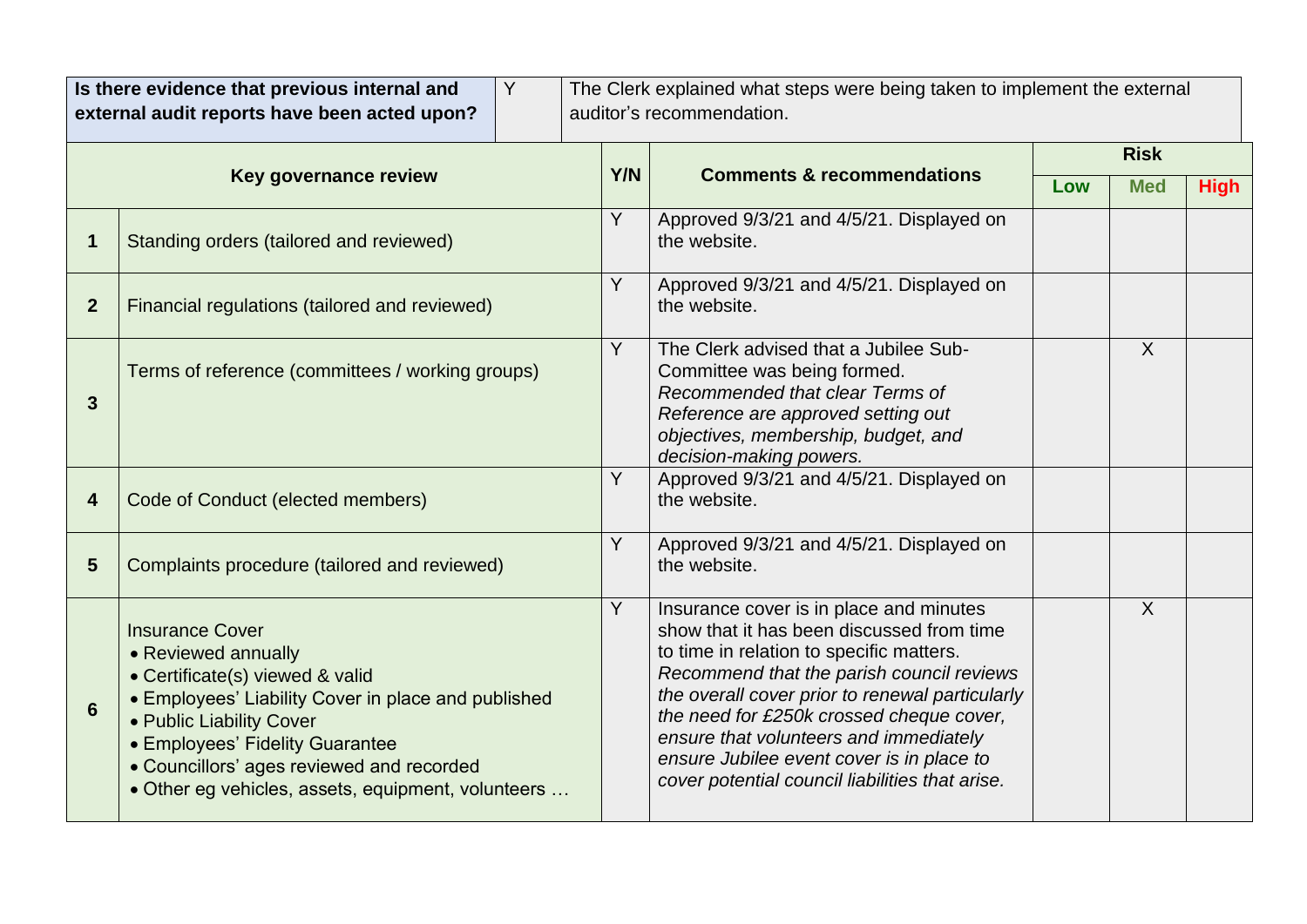| **Is there evidence that previous internal and external audit reports have been acted upon?** | Y | The Clerk explained what steps were being taken to implement the external auditor's recommendation. |
|---|---|---|

| | **Key governance review** | **Y/N** | **Comments & recommendations** | **Risk** | | |
|---|---|---|---|---|---|---|
| | | | | **Low** | **Med** | **High** |
| **1** | Standing orders (tailored and reviewed) | Y | Approved 9/3/21 and 4/5/21. Displayed on the website. | | | |
| **2** | Financial regulations (tailored and reviewed) | Y | Approved 9/3/21 and 4/5/21. Displayed on the website. | | | |
| **3** | Terms of reference (committees / working groups) | Y | The Clerk advised that a Jubilee Sub-Committee was being formed. *Recommended that clear Terms of Reference are approved setting out objectives, membership, budget, and decision-making powers.* | | X | |
| **4** | Code of Conduct (elected members) | Y | Approved 9/3/21 and 4/5/21. Displayed on the website. | | | |
| **5** | Complaints procedure (tailored and reviewed) | Y | Approved 9/3/21 and 4/5/21. Displayed on the website. | | | |
| **6** | Insurance Cover<br>• Reviewed annually<br>• Certificate(s) viewed & valid<br>• Employees' Liability Cover in place and published<br>• Public Liability Cover<br>• Employees' Fidelity Guarantee<br>• Councillors' ages reviewed and recorded<br>• Other eg vehicles, assets, equipment, volunteers … | Y | Insurance cover is in place and minutes show that it has been discussed from time to time in relation to specific matters. *Recommend that the parish council reviews the overall cover prior to renewal particularly the need for £250k crossed cheque cover, ensure that volunteers and immediately ensure Jubilee event cover is in place to cover potential council liabilities that arise.* | | X | |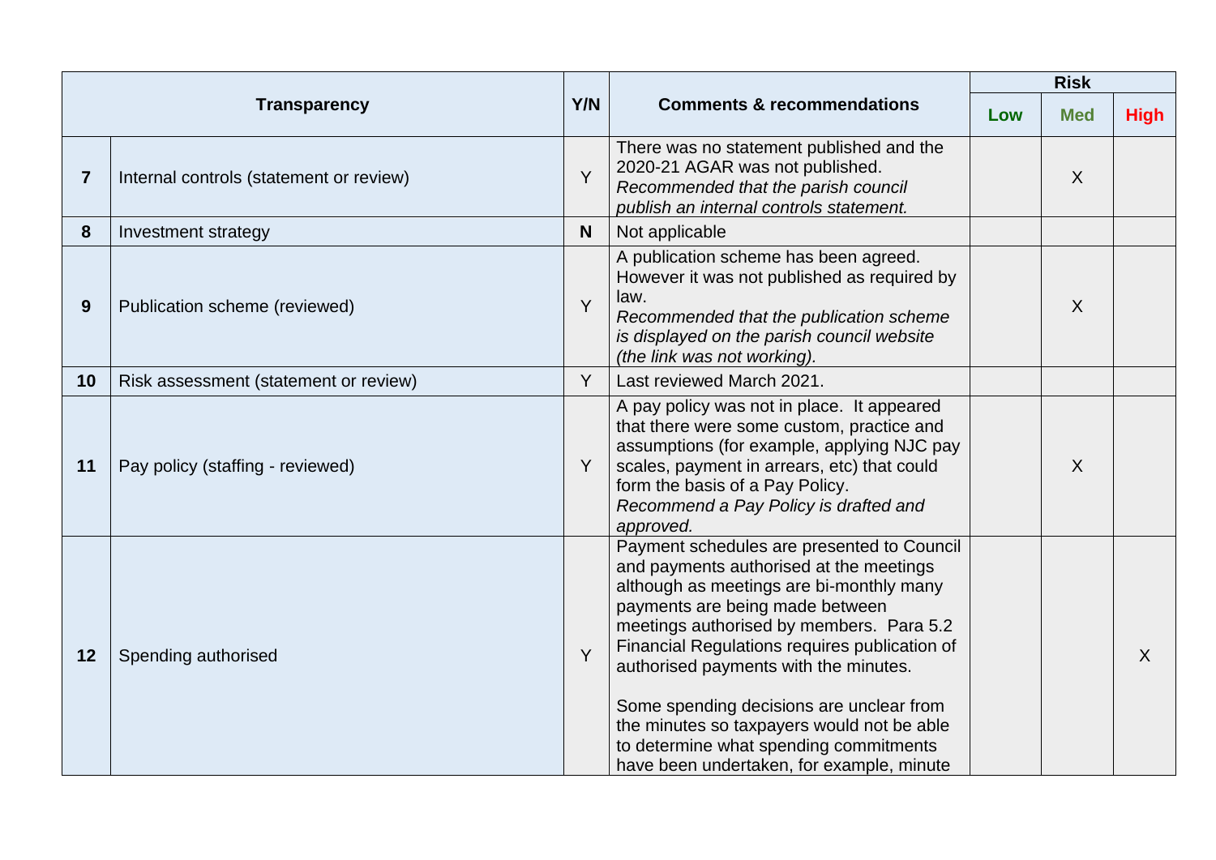| Transparency | | Y/N | Comments & recommendations | Risk | | |
|---|---|---|---|---|---|---|
| | | | | Low | Med | High |
| 7 | Internal controls (statement or review) | Y | There was no statement published and the 2020-21 AGAR was not published. *Recommended that the parish council publish an internal controls statement.* | | X | |
| 8 | Investment strategy | **N** | Not applicable | | | |
| 9 | Publication scheme (reviewed) | Y | A publication scheme has been agreed. However it was not published as required by law. *Recommended that the publication scheme is displayed on the parish council website (the link was not working).* | | X | |
| 10 | Risk assessment (statement or review) | Y | Last reviewed March 2021. | | | |
| 11 | Pay policy (staffing - reviewed) | Y | A pay policy was not in place. It appeared that there were some custom, practice and assumptions (for example, applying NJC pay scales, payment in arrears, etc) that could form the basis of a Pay Policy. *Recommend a Pay Policy is drafted and approved.* | | X | |
| 12 | Spending authorised | Y | Payment schedules are presented to Council and payments authorised at the meetings although as meetings are bi-monthly many payments are being made between meetings authorised by members. Para 5.2 Financial Regulations requires publication of authorised payments with the minutes.<br><br>Some spending decisions are unclear from the minutes so taxpayers would not be able to determine what spending commitments have been undertaken, for example, minute | | | X |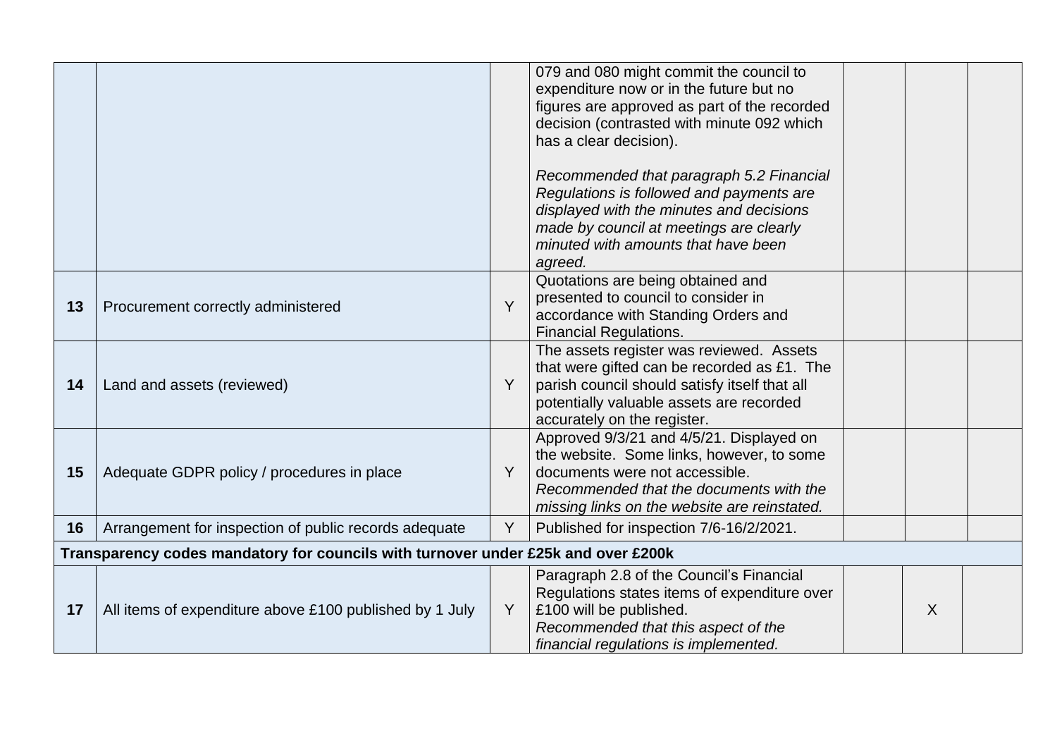| | | | | | | |
|---|---|---|---|---|---|---|
| | | | 079 and 080 might commit the council to expenditure now or in the future but no figures are approved as part of the recorded decision (contrasted with minute 092 which has a clear decision).<br><br>*Recommended that paragraph 5.2 Financial Regulations is followed and payments are displayed with the minutes and decisions made by council at meetings are clearly minuted with amounts that have been agreed.* | | | |
| **13** | Procurement correctly administered | Y | Quotations are being obtained and presented to council to consider in accordance with Standing Orders and Financial Regulations. | | | |
| **14** | Land and assets (reviewed) | Y | The assets register was reviewed. Assets that were gifted can be recorded as £1. The parish council should satisfy itself that all potentially valuable assets are recorded accurately on the register. | | | |
| **15** | Adequate GDPR policy / procedures in place | Y | Approved 9/3/21 and 4/5/21. Displayed on the website. Some links, however, to some documents were not accessible.<br>*Recommended that the documents with the missing links on the website are reinstated.* | | | |
| **16** | Arrangement for inspection of public records adequate | Y | Published for inspection 7/6-16/2/2021. | | | |
| **Transparency codes mandatory for councils with turnover under £25k and over £200k** | | | | | | |
| **17** | All items of expenditure above £100 published by 1 July | Y | Paragraph 2.8 of the Council's Financial Regulations states items of expenditure over £100 will be published.<br>*Recommended that this aspect of the financial regulations is implemented.* | | X | |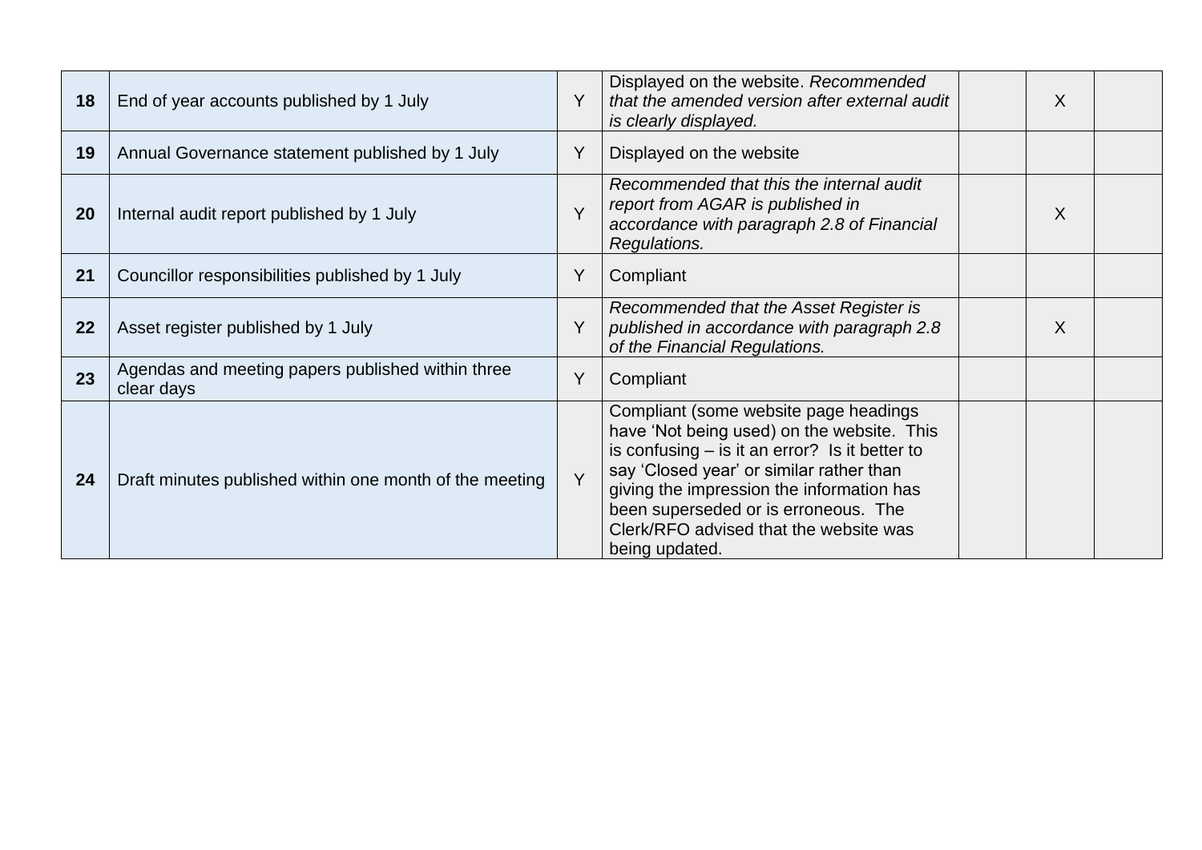| **18** | End of year accounts published by 1 July | Y | Displayed on the website. *Recommended that the amended version after external audit is clearly displayed.* | | X | |
|---|---|---|---|---|---|---|
| **19** | Annual Governance statement published by 1 July | Y | Displayed on the website | | | |
| **20** | Internal audit report published by 1 July | Y | *Recommended that this the internal audit report from AGAR is published in accordance with paragraph 2.8 of Financial Regulations.* | | X | |
| **21** | Councillor responsibilities published by 1 July | Y | Compliant | | | |
| **22** | Asset register published by 1 July | Y | *Recommended that the Asset Register is published in accordance with paragraph 2.8 of the Financial Regulations.* | | X | |
| **23** | Agendas and meeting papers published within three clear days | Y | Compliant | | | |
| **24** | Draft minutes published within one month of the meeting | Y | Compliant (some website page headings have 'Not being used) on the website. This is confusing – is it an error? Is it better to say 'Closed year' or similar rather than giving the impression the information has been superseded or is erroneous. The Clerk/RFO advised that the website was being updated. | | | |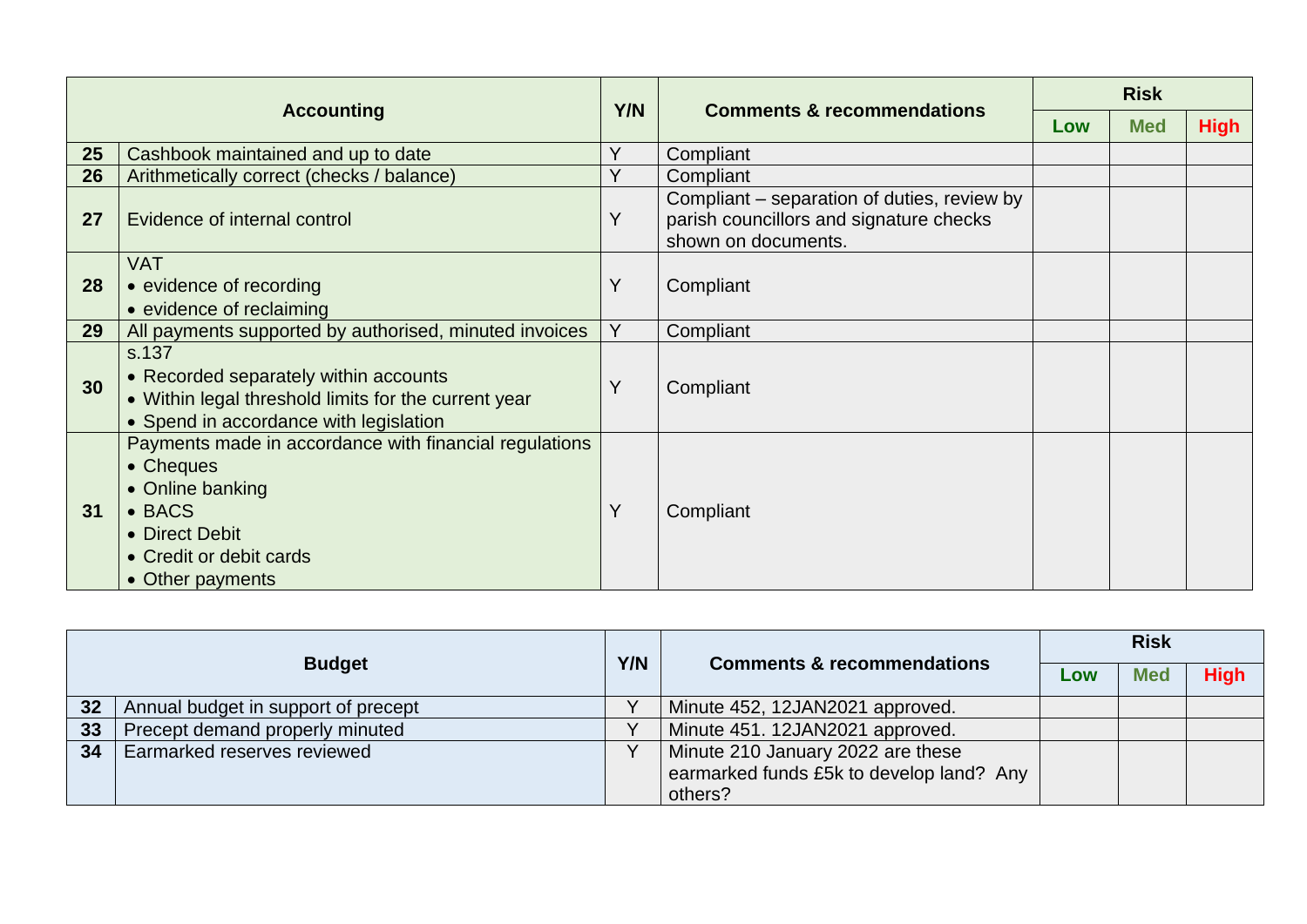| | Accounting | Y/N | Comments & recommendations | Risk | | |
|---|---|---|---|---|---|---|
| | | | | Low | Med | High |
| 25 | Cashbook maintained and up to date | Y | Compliant | | | |
| 26 | Arithmetically correct (checks / balance) | Y | Compliant | | | |
| 27 | Evidence of internal control | Y | Compliant – separation of duties, review by parish councillors and signature checks shown on documents. | | | |
| 28 | VAT<br>• evidence of recording<br>• evidence of reclaiming | Y | Compliant | | | |
| 29 | All payments supported by authorised, minuted invoices | Y | Compliant | | | |
| 30 | s.137<br>• Recorded separately within accounts<br>• Within legal threshold limits for the current year<br>• Spend in accordance with legislation | Y | Compliant | | | |
| 31 | Payments made in accordance with financial regulations<br>• Cheques<br>• Online banking<br>• BACS<br>• Direct Debit<br>• Credit or debit cards<br>• Other payments | Y | Compliant | | | |

| | Budget | Y/N | Comments & recommendations | Risk | | |
|---|---|---|---|---|---|---|
| | | | | Low | Med | High |
| 32 | Annual budget in support of precept | Y | Minute 452, 12JAN2021 approved. | | | |
| 33 | Precept demand properly minuted | Y | Minute 451. 12JAN2021 approved. | | | |
| 34 | Earmarked reserves reviewed | Y | Minute 210 January 2022 are these earmarked funds £5k to develop land? Any others? | | | |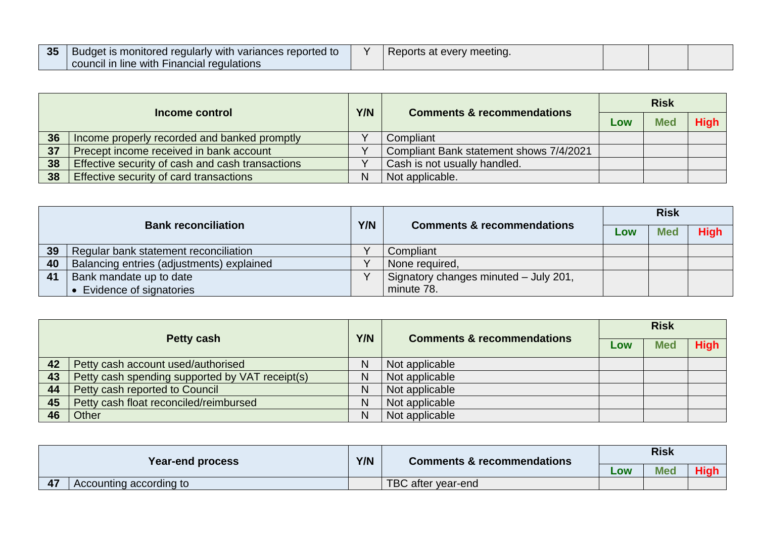| 35 | Budget is monitored regularly with variances reported to council in line with Financial regulations | Y | Reports at every meeting. | | | |
|---|---|---|---|---|---|---|

| Income control | | Y/N | Comments & recommendations | Risk | | |
|---|---|---|---|---|---|---|
| | | | | Low | Med | High |
| 36 | Income properly recorded and banked promptly | Y | Compliant | | | |
| 37 | Precept income received in bank account | Y | Compliant Bank statement shows 7/4/2021 | | | |
| 38 | Effective security of cash and cash transactions | Y | Cash is not usually handled. | | | |
| 38 | Effective security of card transactions | N | Not applicable. | | | |

| Bank reconciliation | | Y/N | Comments & recommendations | Risk | | |
|---|---|---|---|---|---|---|
| | | | | Low | Med | High |
| 39 | Regular bank statement reconciliation | Y | Compliant | | | |
| 40 | Balancing entries (adjustments) explained | Y | None required, | | | |
| 41 | Bank mandate up to date<br>• Evidence of signatories | Y | Signatory changes minuted – July 201, minute 78. | | | |

| Petty cash | | Y/N | Comments & recommendations | Risk | | |
|---|---|---|---|---|---|---|
| | | | | Low | Med | High |
| 42 | Petty cash account used/authorised | N | Not applicable | | | |
| 43 | Petty cash spending supported by VAT receipt(s) | N | Not applicable | | | |
| 44 | Petty cash reported to Council | N | Not applicable | | | |
| 45 | Petty cash float reconciled/reimbursed | N | Not applicable | | | |
| 46 | Other | N | Not applicable | | | |

| Year-end process | | Y/N | Comments & recommendations | Risk | | |
|---|---|---|---|---|---|---|
| | | | | Low | Med | High |
| 47 | Accounting according to | | TBC after year-end | | | |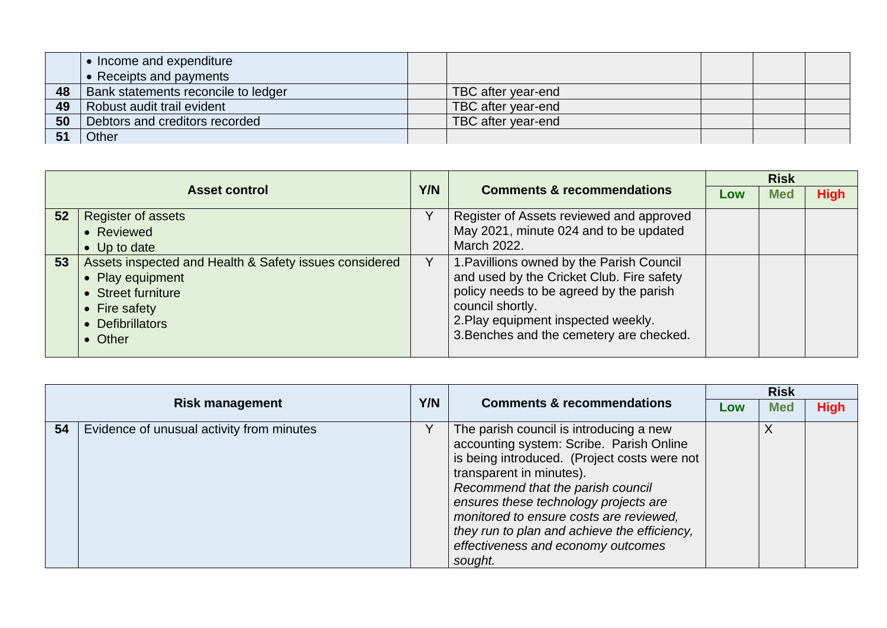| | | | | | | |
|---|---|---|---|---|---|---|
| | • Income and expenditure<br>• Receipts and payments | | | | | |
| 48 | Bank statements reconcile to ledger | | TBC after year-end | | | |
| 49 | Robust audit trail evident | | TBC after year-end | | | |
| 50 | Debtors and creditors recorded | | TBC after year-end | | | |
| 51 | Other | | | | | |

| Asset control | | Y/N | Comments & recommendations | Risk | | |
|---|---|---|---|---|---|---|
| | | | | Low | Med | High |
| 52 | Register of assets<br>• Reviewed<br>• Up to date | Y | Register of Assets reviewed and approved May 2021, minute 024 and to be updated March 2022. | | | |
| 53 | Assets inspected and Health & Safety issues considered<br>• Play equipment<br>• Street furniture<br>• Fire safety<br>• Defibrillators<br>• Other | Y | 1.Pavillions owned by the Parish Council and used by the Cricket Club. Fire safety policy needs to be agreed by the parish council shortly.<br>2.Play equipment inspected weekly.<br>3.Benches and the cemetery are checked. | | | |

| Risk management | | Y/N | Comments & recommendations | Risk | | |
|---|---|---|---|---|---|---|
| | | | | Low | Med | High |
| 54 | Evidence of unusual activity from minutes | Y | The parish council is introducing a new accounting system: Scribe. Parish Online is being introduced. (Project costs were not transparent in minutes).<br>*Recommend that the parish council ensures these technology projects are monitored to ensure costs are reviewed, they run to plan and achieve the efficiency, effectiveness and economy outcomes sought.* | | X | |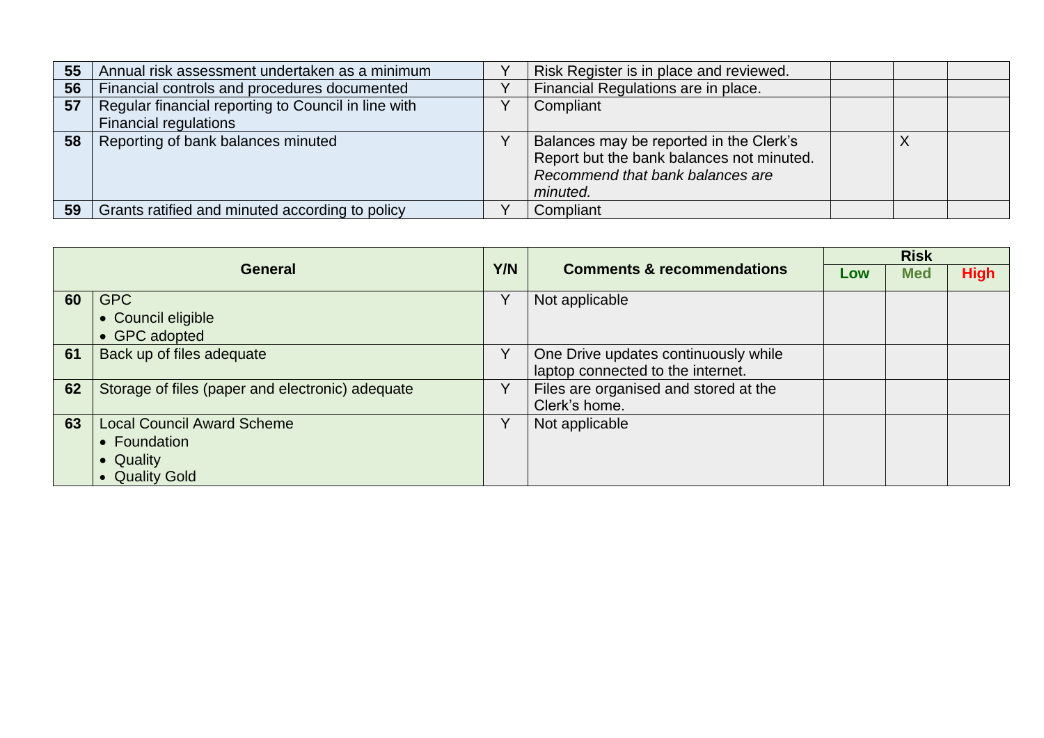| 55 | Annual risk assessment undertaken as a minimum | Y | Risk Register is in place and reviewed. | | | |
|---|---|---|---|---|---|---|
| 56 | Financial controls and procedures documented | Y | Financial Regulations are in place. | | | |
| 57 | Regular financial reporting to Council in line with Financial regulations | Y | Compliant | | | |
| 58 | Reporting of bank balances minuted | Y | Balances may be reported in the Clerk's Report but the bank balances not minuted. *Recommend that bank balances are minuted.* | | X | |
| 59 | Grants ratified and minuted according to policy | Y | Compliant | | | |

| General | | Y/N | Comments & recommendations | Risk | | |
|---|---|---|---|---|---|---|
| | | | | Low | Med | High |
| 60 | GPC<br>• Council eligible<br>• GPC adopted | Y | Not applicable | | | |
| 61 | Back up of files adequate | Y | One Drive updates continuously while laptop connected to the internet. | | | |
| 62 | Storage of files (paper and electronic) adequate | Y | Files are organised and stored at the Clerk's home. | | | |
| 63 | Local Council Award Scheme<br>• Foundation<br>• Quality<br>• Quality Gold | Y | Not applicable | | | |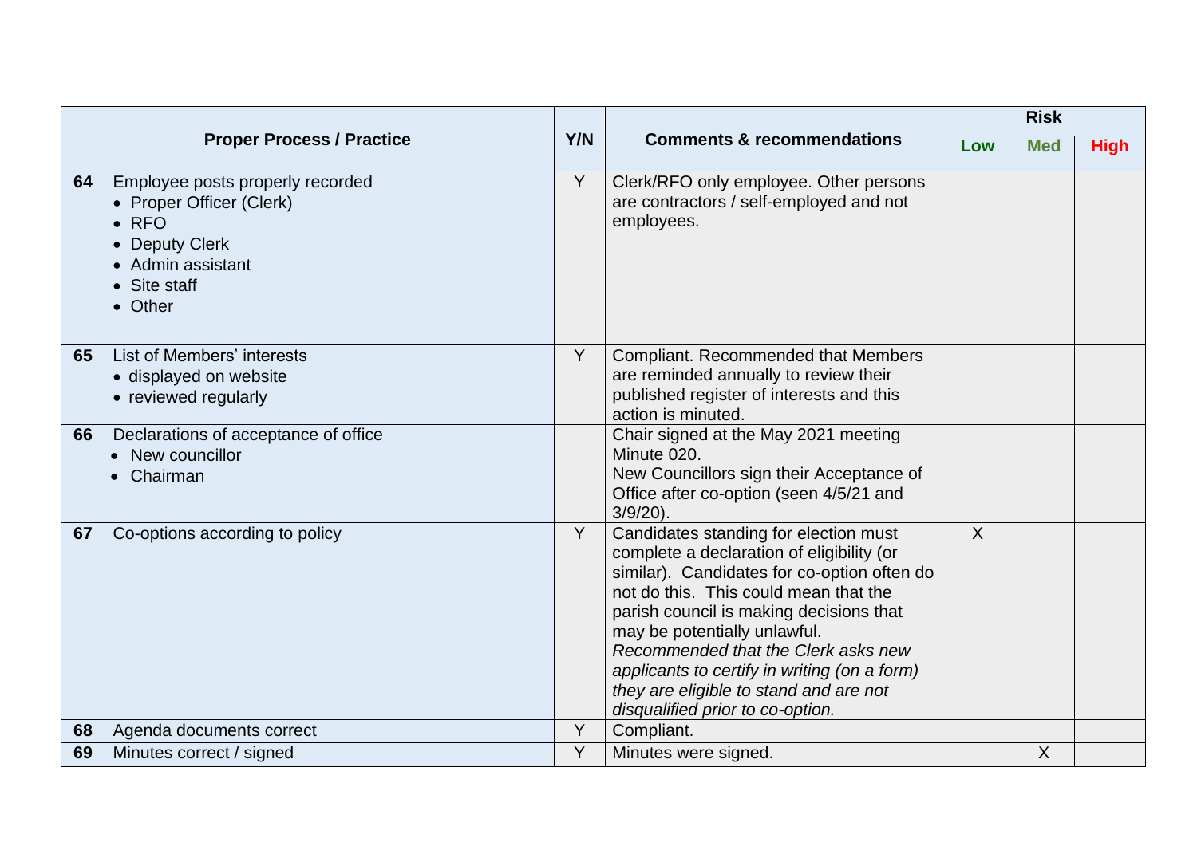| | Proper Process / Practice | Y/N | Comments & recommendations | Risk | | |
|---|---|---|---|---|---|---|
| | | | | Low | Med | High |
| 64 | Employee posts properly recorded<br>• Proper Officer (Clerk)<br>• RFO<br>• Deputy Clerk<br>• Admin assistant<br>• Site staff<br>• Other | Y | Clerk/RFO only employee. Other persons are contractors / self-employed and not employees. | | | |
| 65 | List of Members' interests<br>• displayed on website<br>• reviewed regularly | Y | Compliant. Recommended that Members are reminded annually to review their published register of interests and this action is minuted. | | | |
| 66 | Declarations of acceptance of office<br>• New councillor<br>• Chairman | | Chair signed at the May 2021 meeting Minute 020.<br>New Councillors sign their Acceptance of Office after co-option (seen 4/5/21 and 3/9/20). | | | |
| 67 | Co-options according to policy | Y | Candidates standing for election must complete a declaration of eligibility (or similar). Candidates for co-option often do not do this. This could mean that the parish council is making decisions that may be potentially unlawful.<br>*Recommended that the Clerk asks new applicants to certify in writing (on a form) they are eligible to stand and are not disqualified prior to co-option.* | X | | |
| 68 | Agenda documents correct | Y | Compliant. | | | |
| 69 | Minutes correct / signed | Y | Minutes were signed. | | X | |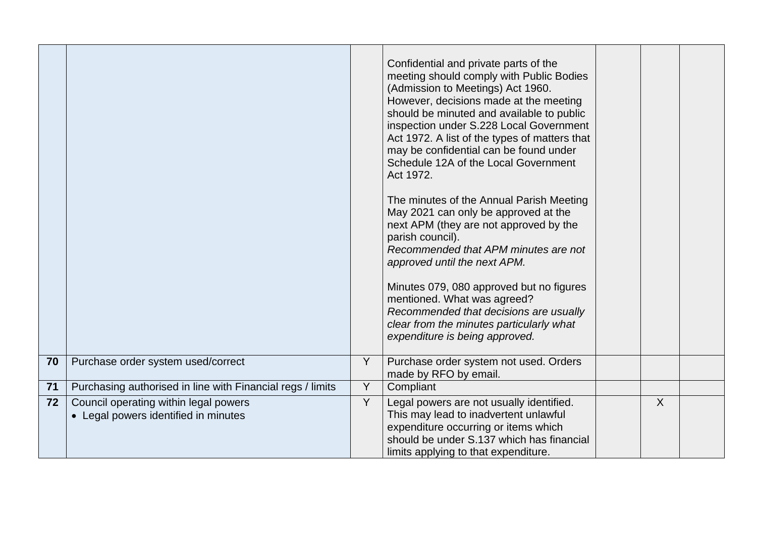| | | | | | | |
|---|---|---|---|---|---|---|
| | | | Confidential and private parts of the meeting should comply with Public Bodies (Admission to Meetings) Act 1960. However, decisions made at the meeting should be minuted and available to public inspection under S.228 Local Government Act 1972. A list of the types of matters that may be confidential can be found under Schedule 12A of the Local Government Act 1972.<br><br>The minutes of the Annual Parish Meeting May 2021 can only be approved at the next APM (they are not approved by the parish council).<br>*Recommended that APM minutes are not approved until the next APM.*<br><br>Minutes 079, 080 approved but no figures mentioned. What was agreed?<br>*Recommended that decisions are usually clear from the minutes particularly what expenditure is being approved.* | | | |
| **70** | Purchase order system used/correct | Y | Purchase order system not used. Orders made by RFO by email. | | | |
| **71** | Purchasing authorised in line with Financial regs / limits | Y | Compliant | | | |
| **72** | Council operating within legal powers<br>• Legal powers identified in minutes | Y | Legal powers are not usually identified. This may lead to inadvertent unlawful expenditure occurring or items which should be under S.137 which has financial limits applying to that expenditure. | | X | |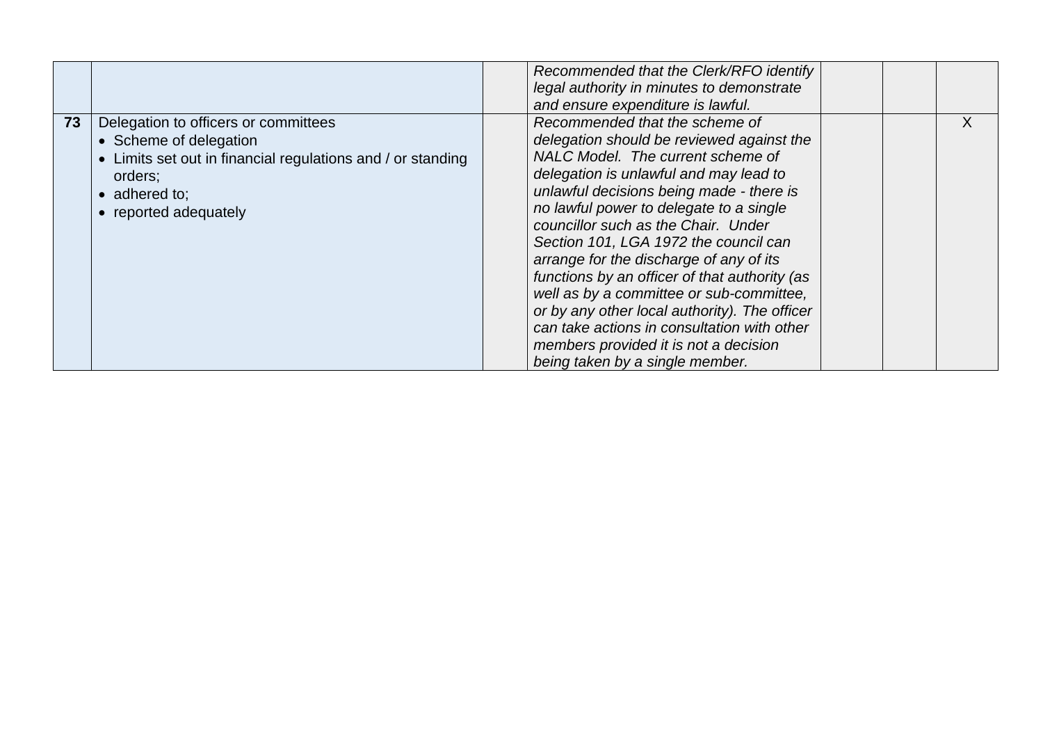| | | | | | | |
|---|---|---|---|---|---|---|
| | | | *Recommended that the Clerk/RFO identify legal authority in minutes to demonstrate and ensure expenditure is lawful.* | | | |
| **73** | Delegation to officers or committees<br>• Scheme of delegation<br>• Limits set out in financial regulations and / or standing orders;<br>• adhered to;<br>• reported adequately | | *Recommended that the scheme of delegation should be reviewed against the NALC Model. The current scheme of delegation is unlawful and may lead to unlawful decisions being made - there is no lawful power to delegate to a single councillor such as the Chair. Under Section 101, LGA 1972 the council can arrange for the discharge of any of its functions by an officer of that authority (as well as by a committee or sub-committee, or by any other local authority). The officer can take actions in consultation with other members provided it is not a decision being taken by a single member.* | | | X |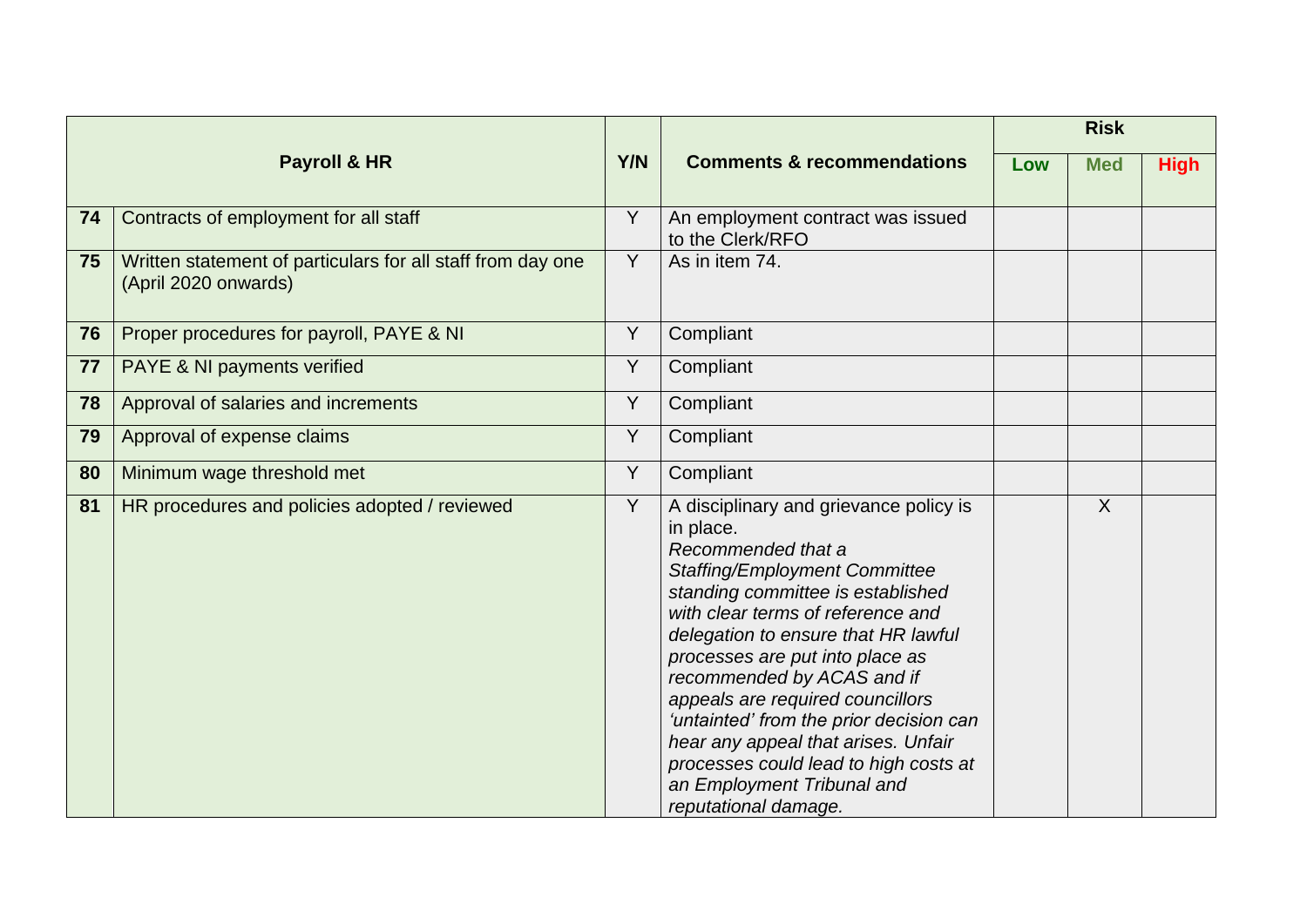| | Payroll & HR | Y/N | Comments & recommendations | Risk | | |
|---|---|---|---|---|---|---|
| | | | | **Low** | **Med** | **High** |
| **74** | Contracts of employment for all staff | Y | An employment contract was issued to the Clerk/RFO | | | |
| **75** | Written statement of particulars for all staff from day one (April 2020 onwards) | Y | As in item 74. | | | |
| **76** | Proper procedures for payroll, PAYE & NI | Y | Compliant | | | |
| **77** | PAYE & NI payments verified | Y | Compliant | | | |
| **78** | Approval of salaries and increments | Y | Compliant | | | |
| **79** | Approval of expense claims | Y | Compliant | | | |
| **80** | Minimum wage threshold met | Y | Compliant | | | |
| **81** | HR procedures and policies adopted / reviewed | Y | A disciplinary and grievance policy is in place. *Recommended that a Staffing/Employment Committee standing committee is established with clear terms of reference and delegation to ensure that HR lawful processes are put into place as recommended by ACAS and if appeals are required councillors 'untainted' from the prior decision can hear any appeal that arises. Unfair processes could lead to high costs at an Employment Tribunal and reputational damage.* | | X | |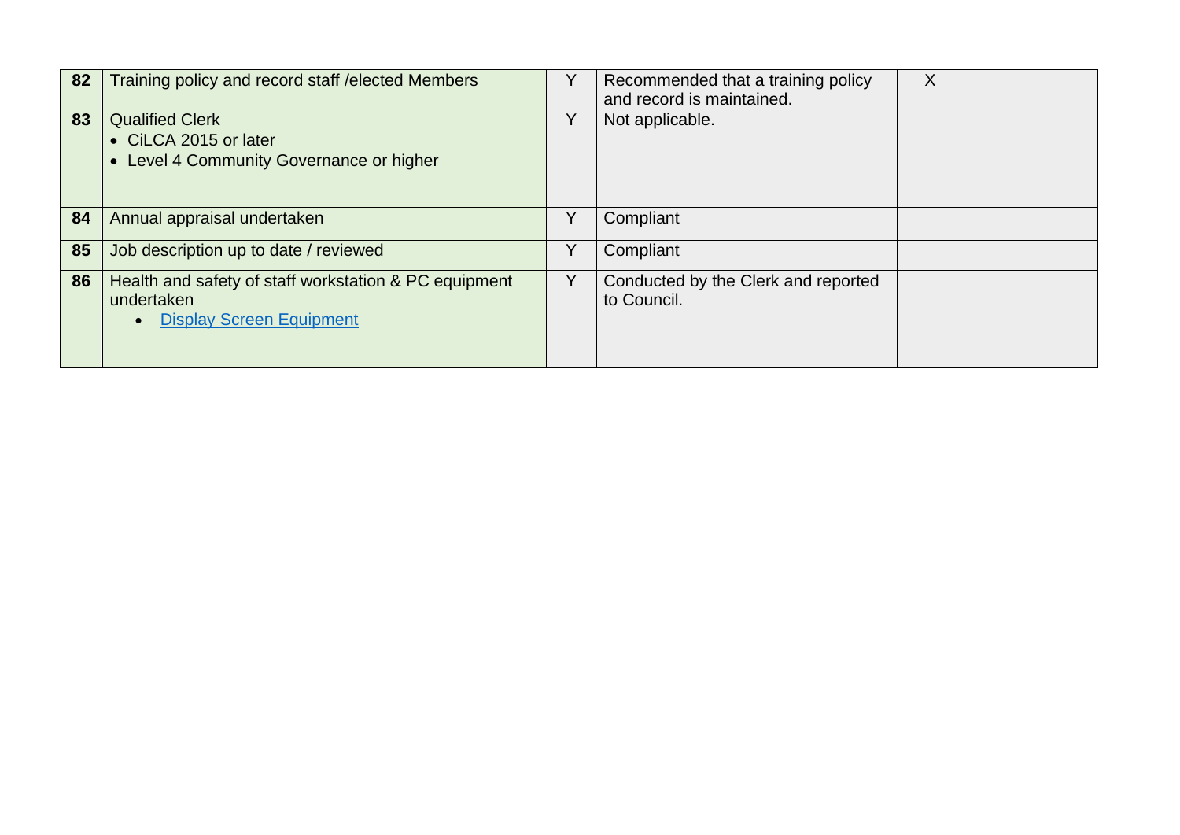| | | | | | | |
|---|---|---|---|---|---|---|
| **82** | Training policy and record staff /elected Members | Y | Recommended that a training policy and record is maintained. | X | | |
| **83** | Qualified Clerk<br>• CiLCA 2015 or later<br>• Level 4 Community Governance or higher | Y | Not applicable. | | | |
| **84** | Annual appraisal undertaken | Y | Compliant | | | |
| **85** | Job description up to date / reviewed | Y | Compliant | | | |
| **86** | Health and safety of staff workstation & PC equipment undertaken<br>• Display Screen Equipment | Y | Conducted by the Clerk and reported to Council. | | | |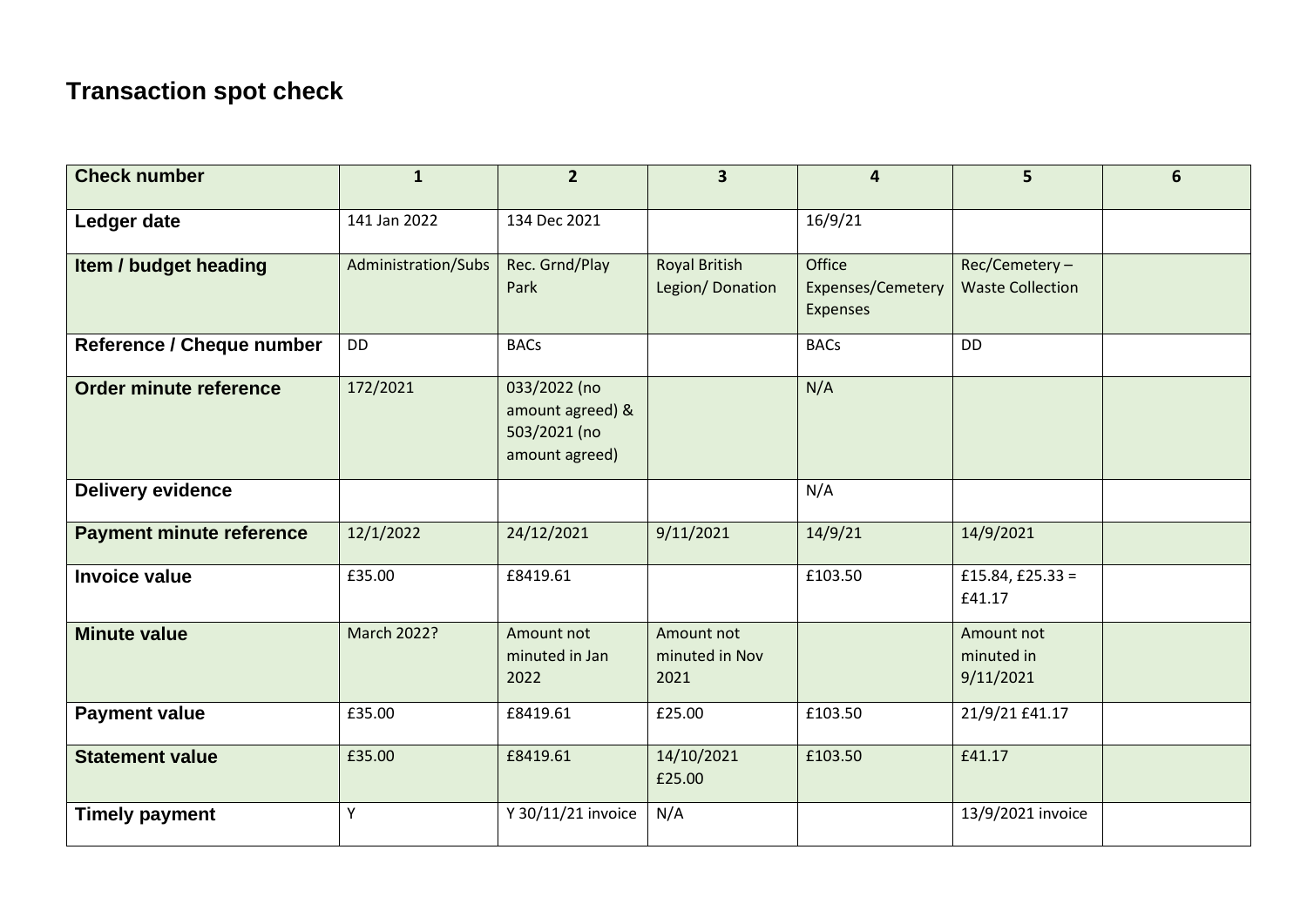## Transaction spot check

| Check number | 1 | 2 | 3 | 4 | 5 | 6 |
|---|---|---|---|---|---|---|
| Ledger date | 141 Jan 2022 | 134 Dec 2021 | | 16/9/21 | | |
| Item / budget heading | Administration/Subs | Rec. Grnd/Play Park | Royal British Legion/ Donation | Office Expenses/Cemetery Expenses | Rec/Cemetery – Waste Collection | |
| Reference / Cheque number | DD | BACs | | BACs | DD | |
| Order minute reference | 172/2021 | 033/2022 (no amount agreed) & 503/2021 (no amount agreed) | | N/A | | |
| Delivery evidence | | | | N/A | | |
| Payment minute reference | 12/1/2022 | 24/12/2021 | 9/11/2021 | 14/9/21 | 14/9/2021 | |
| Invoice value | £35.00 | £8419.61 | | £103.50 | £15.84, £25.33 = £41.17 | |
| Minute value | March 2022? | Amount not minuted in Jan 2022 | Amount not minuted in Nov 2021 | | Amount not minuted in 9/11/2021 | |
| Payment value | £35.00 | £8419.61 | £25.00 | £103.50 | 21/9/21 £41.17 | |
| Statement value | £35.00 | £8419.61 | 14/10/2021 £25.00 | £103.50 | £41.17 | |
| Timely payment | Y | Y 30/11/21 invoice | N/A | | 13/9/2021 invoice | |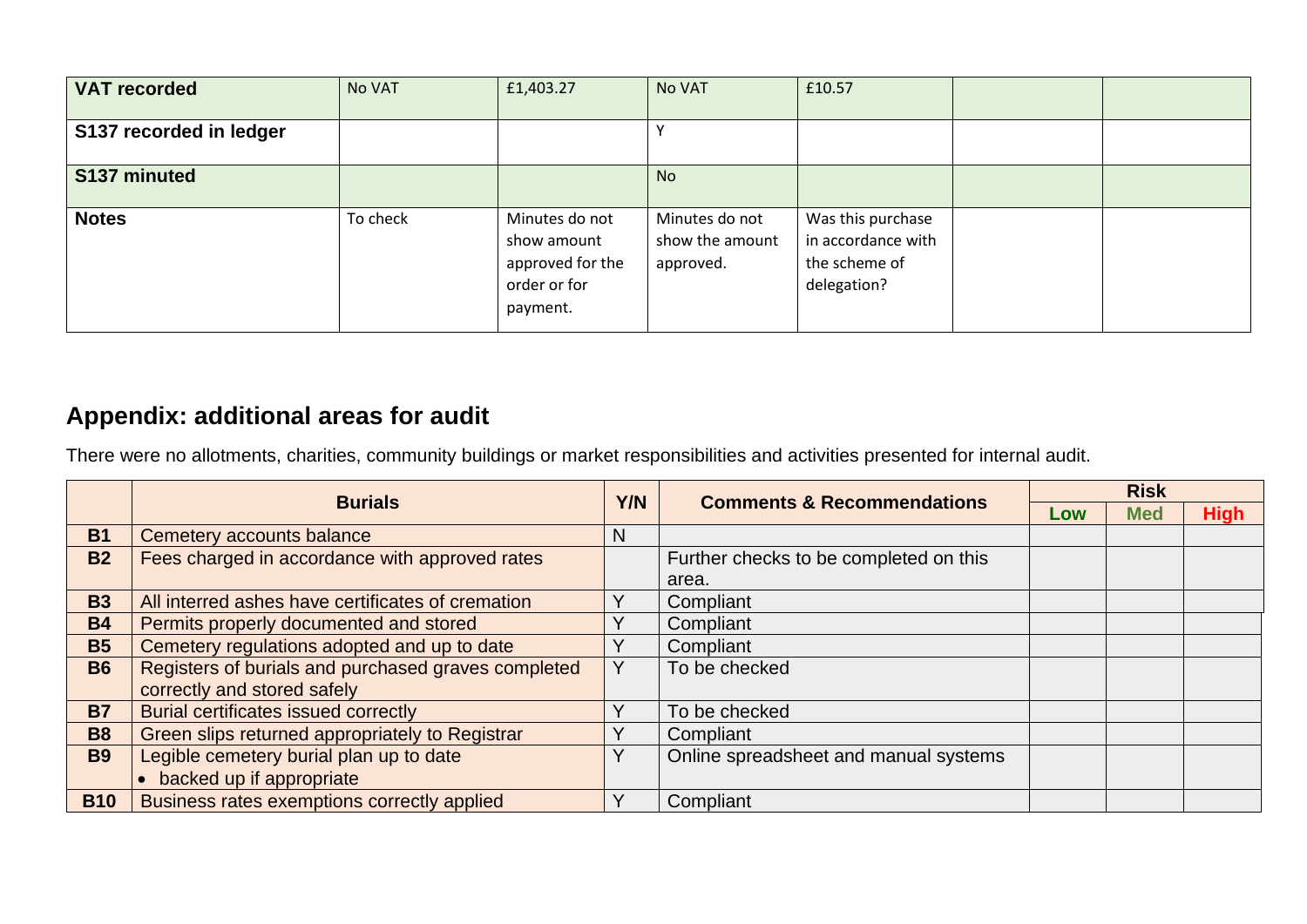| | | | | | | |
|---|---|---|---|---|---|---|
| **VAT recorded** | No VAT | £1,403.27 | No VAT | £10.57 | | |
| **S137 recorded in ledger** | | | Y | | | |
| **S137 minuted** | | | No | | | |
| **Notes** | To check | Minutes do not show amount approved for the order or for payment. | Minutes do not show the amount approved. | Was this purchase in accordance with the scheme of delegation? | | |

## Appendix: additional areas for audit

There were no allotments, charities, community buildings or market responsibilities and activities presented for internal audit.

| | Burials | Y/N | Comments & Recommendations | Risk | | |
|---|---|---|---|---|---|---|
| | | | | Low | Med | High |
| **B1** | Cemetery accounts balance | N | | | | |
| **B2** | Fees charged in accordance with approved rates | | Further checks to be completed on this area. | | | |
| **B3** | All interred ashes have certificates of cremation | Y | Compliant | | | |
| **B4** | Permits properly documented and stored | Y | Compliant | | | |
| **B5** | Cemetery regulations adopted and up to date | Y | Compliant | | | |
| **B6** | Registers of burials and purchased graves completed correctly and stored safely | Y | To be checked | | | |
| **B7** | Burial certificates issued correctly | Y | To be checked | | | |
| **B8** | Green slips returned appropriately to Registrar | Y | Compliant | | | |
| **B9** | Legible cemetery burial plan up to date<br>• backed up if appropriate | Y | Online spreadsheet and manual systems | | | |
| **B10** | Business rates exemptions correctly applied | Y | Compliant | | | |